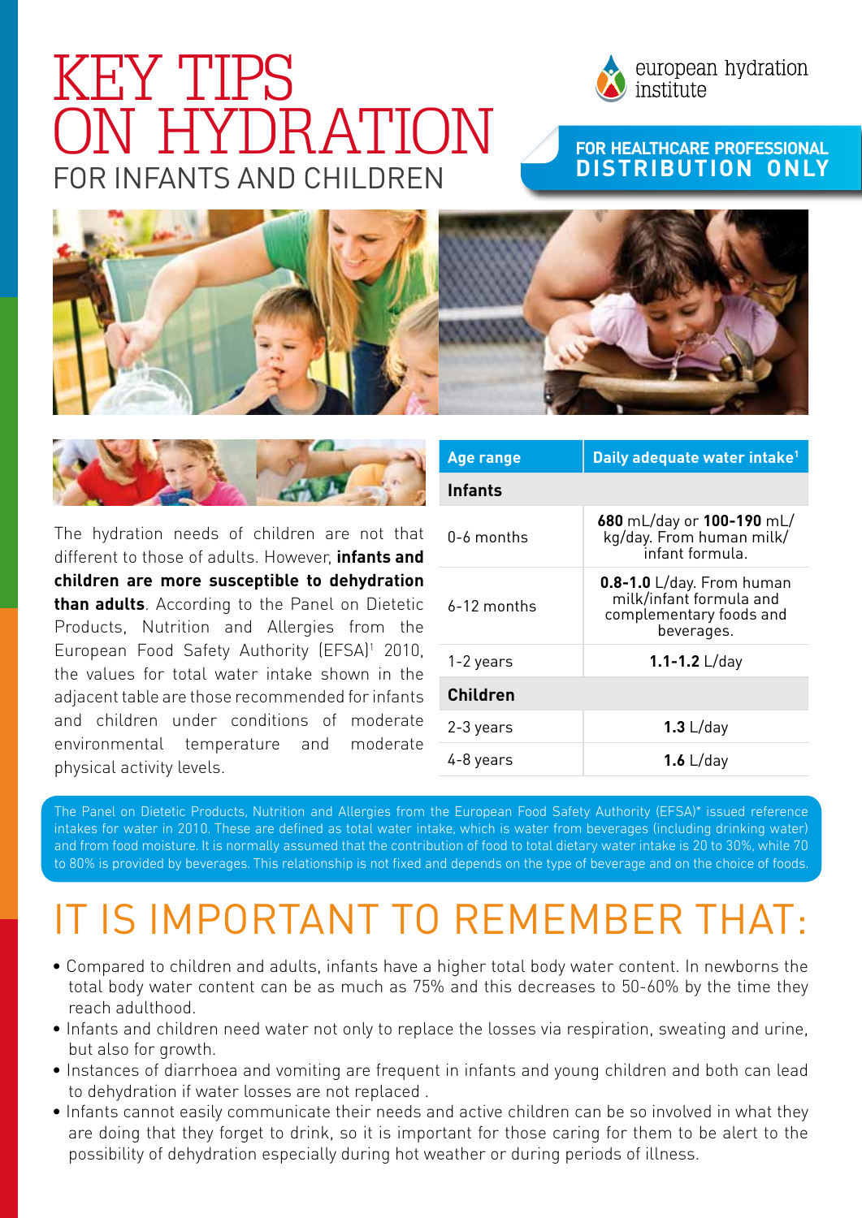# KEY TIPS ON HYDRATION

## FOR INFANTS AND CHILDREN

european hydration institute

**FOR HEALTHCARE PROFESSIONAL DISTRIBUTION ONLY**

The hydration needs of children are not that different to those of adults. However, **infants and children are more susceptible to dehydration than adults**. According to the Panel on Dietetic Products, Nutrition and Allergies from the European Food Safety Authority (EFSA)[1] 2010, the values for total water intake shown in the adjacent table are those recommended for infants and children under conditions of moderate environmental temperature and moderate physical activity levels.

| Age range | Daily adequate water intake[1] |
|---|---|
| **Infants** | |
| 0-6 months | **680** mL/day or **100-190** mL/kg/day. From human milk/infant formula. |
| 6-12 months | **0.8-1.0** L/day. From human milk/infant formula and complementary foods and beverages. |
| 1-2 years | **1.1-1.2** L/day |
| **Children** | |
| 2-3 years | **1.3** L/day |
| 4-8 years | **1.6** L/day |

The Panel on Dietetic Products, Nutrition and Allergies from the European Food Safety Authority (EFSA)* issued reference intakes for water in 2010. These are defined as total water intake, which is water from beverages (including drinking water) and from food moisture. It is normally assumed that the contribution of food to total dietary water intake is 20 to 30%, while 70 to 80% is provided by beverages. This relationship is not fixed and depends on the type of beverage and on the choice of foods.

## IT IS IMPORTANT TO REMEMBER THAT:

- Compared to children and adults, infants have a higher total body water content. In newborns the total body water content can be as much as 75% and this decreases to 50-60% by the time they reach adulthood.
- Infants and children need water not only to replace the losses via respiration, sweating and urine, but also for growth.
- Instances of diarrhoea and vomiting are frequent in infants and young children and both can lead to dehydration if water losses are not replaced .
- Infants cannot easily communicate their needs and active children can be so involved in what they are doing that they forget to drink, so it is important for those caring for them to be alert to the possibility of dehydration especially during hot weather or during periods of illness.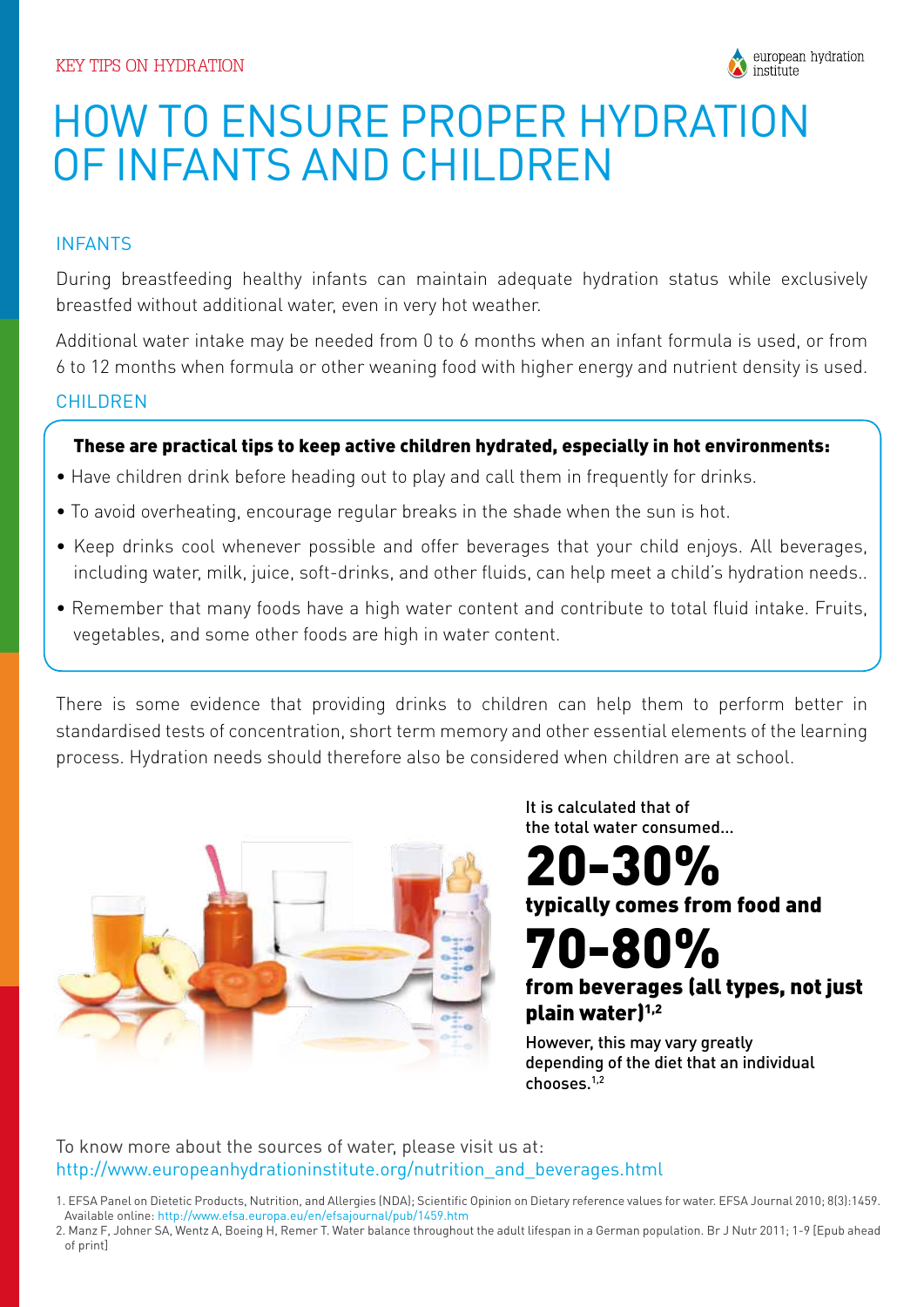KEY TIPS ON HYDRATION

# HOW TO ENSURE PROPER HYDRATION OF INFANTS AND CHILDREN

## INFANTS

During breastfeeding healthy infants can maintain adequate hydration status while exclusively breastfed without additional water, even in very hot weather.

Additional water intake may be needed from 0 to 6 months when an infant formula is used, or from 6 to 12 months when formula or other weaning food with higher energy and nutrient density is used.

## CHILDREN

**These are practical tips to keep active children hydrated, especially in hot environments:**

- Have children drink before heading out to play and call them in frequently for drinks.
- To avoid overheating, encourage regular breaks in the shade when the sun is hot.
- Keep drinks cool whenever possible and offer beverages that your child enjoys. All beverages, including water, milk, juice, soft-drinks, and other fluids, can help meet a child's hydration needs..
- Remember that many foods have a high water content and contribute to total fluid intake. Fruits, vegetables, and some other foods are high in water content.

There is some evidence that providing drinks to children can help them to perform better in standardised tests of concentration, short term memory and other essential elements of the learning process. Hydration needs should therefore also be considered when children are at school.

It is calculated that of the total water consumed...

**20-30%**

**typically comes from food and**

**70-80%**

**from beverages (all types, not just plain water)[1,2]**

However, this may vary greatly depending of the diet that an individual chooses.[1,2]

To know more about the sources of water, please visit us at:
http://www.europeanhydrationinstitute.org/nutrition_and_beverages.html

1. EFSA Panel on Dietetic Products, Nutrition, and Allergies (NDA); Scientific Opinion on Dietary reference values for water. EFSA Journal 2010; 8(3):1459. Available online: http://www.efsa.europa.eu/en/efsajournal/pub/1459.htm
2. Manz F, Johner SA, Wentz A, Boeing H, Remer T. Water balance throughout the adult lifespan in a German population. Br J Nutr 2011; 1-9 [Epub ahead of print]